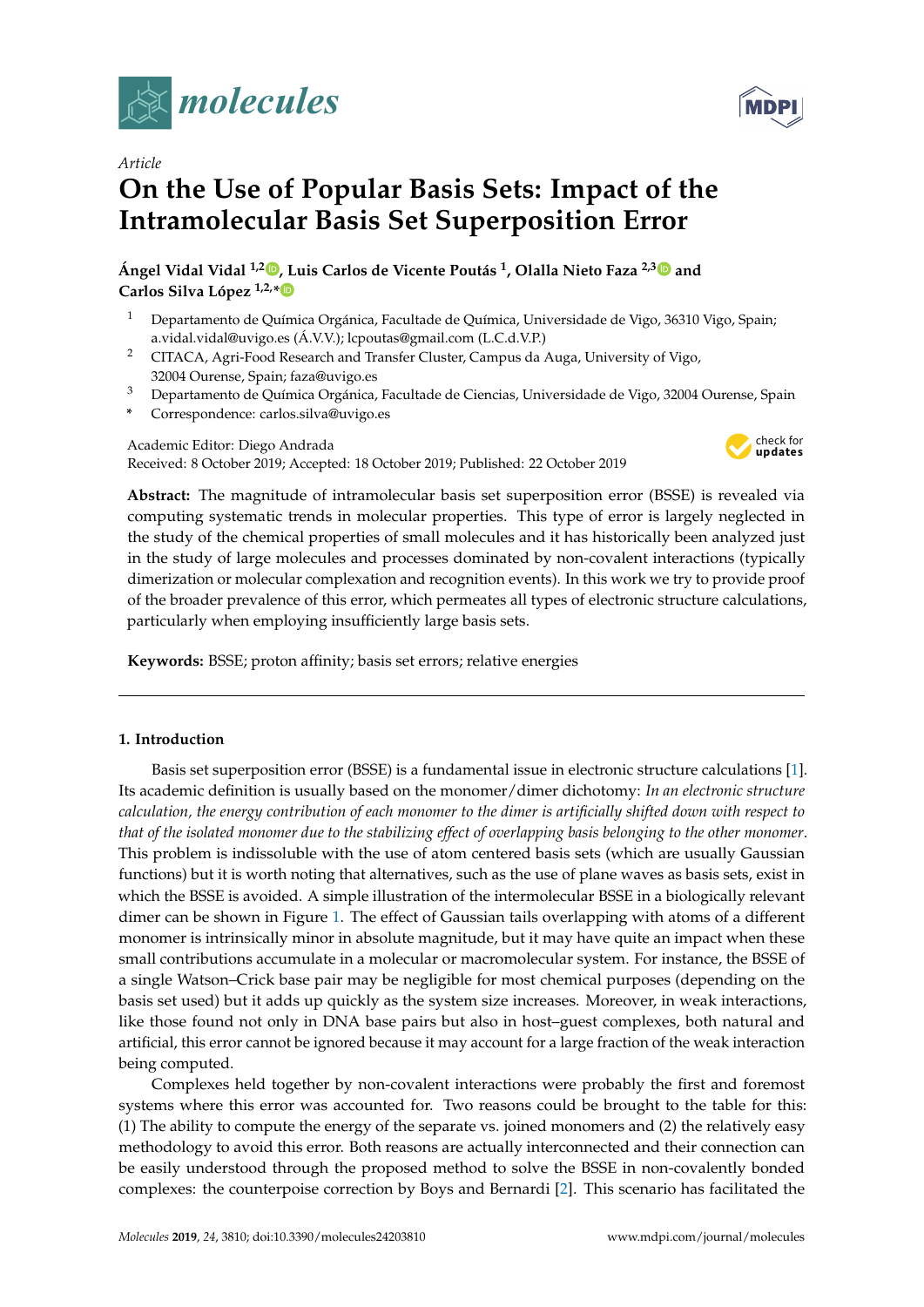*Article*

# On the Use of Popular Basis Sets: Impact of the Intramolecular Basis Set Superposition Error

**Ángel Vidal Vidal [1,2], Luis Carlos de Vicente Poutás [1], Olalla Nieto Faza [2,3] and Carlos Silva López [1,2,*]**

[1] Departamento de Química Orgánica, Facultade de Química, Universidade de Vigo, 36310 Vigo, Spain; a.vidal.vidal@uvigo.es (Á.V.V.); lcpoutas@gmail.com (L.C.d.V.P.)

[2] CITACA, Agri-Food Research and Transfer Cluster, Campus da Auga, University of Vigo, 32004 Ourense, Spain; faza@uvigo.es

[3] Departamento de Química Orgánica, Facultade de Ciencias, Universidade de Vigo, 32004 Ourense, Spain

[*] Correspondence: carlos.silva@uvigo.es

Academic Editor: Diego Andrada

Received: 8 October 2019; Accepted: 18 October 2019; Published: 22 October 2019

**Abstract:** The magnitude of intramolecular basis set superposition error (BSSE) is revealed via computing systematic trends in molecular properties. This type of error is largely neglected in the study of the chemical properties of small molecules and it has historically been analyzed just in the study of large molecules and processes dominated by non-covalent interactions (typically dimerization or molecular complexation and recognition events). In this work we try to provide proof of the broader prevalence of this error, which permeates all types of electronic structure calculations, particularly when employing insufficiently large basis sets.

**Keywords:** BSSE; proton affinity; basis set errors; relative energies

## 1. Introduction

Basis set superposition error (BSSE) is a fundamental issue in electronic structure calculations [1]. Its academic definition is usually based on the monomer/dimer dichotomy: *In an electronic structure calculation, the energy contribution of each monomer to the dimer is artificially shifted down with respect to that of the isolated monomer due to the stabilizing effect of overlapping basis belonging to the other monomer*. This problem is indissoluble with the use of atom centered basis sets (which are usually Gaussian functions) but it is worth noting that alternatives, such as the use of plane waves as basis sets, exist in which the BSSE is avoided. A simple illustration of the intermolecular BSSE in a biologically relevant dimer can be shown in Figure 1. The effect of Gaussian tails overlapping with atoms of a different monomer is intrinsically minor in absolute magnitude, but it may have quite an impact when these small contributions accumulate in a molecular or macromolecular system. For instance, the BSSE of a single Watson–Crick base pair may be negligible for most chemical purposes (depending on the basis set used) but it adds up quickly as the system size increases. Moreover, in weak interactions, like those found not only in DNA base pairs but also in host–guest complexes, both natural and artificial, this error cannot be ignored because it may account for a large fraction of the weak interaction being computed.

Complexes held together by non-covalent interactions were probably the first and foremost systems where this error was accounted for. Two reasons could be brought to the table for this: (1) The ability to compute the energy of the separate vs. joined monomers and (2) the relatively easy methodology to avoid this error. Both reasons are actually interconnected and their connection can be easily understood through the proposed method to solve the BSSE in non-covalently bonded complexes: the counterpoise correction by Boys and Bernardi [2]. This scenario has facilitated the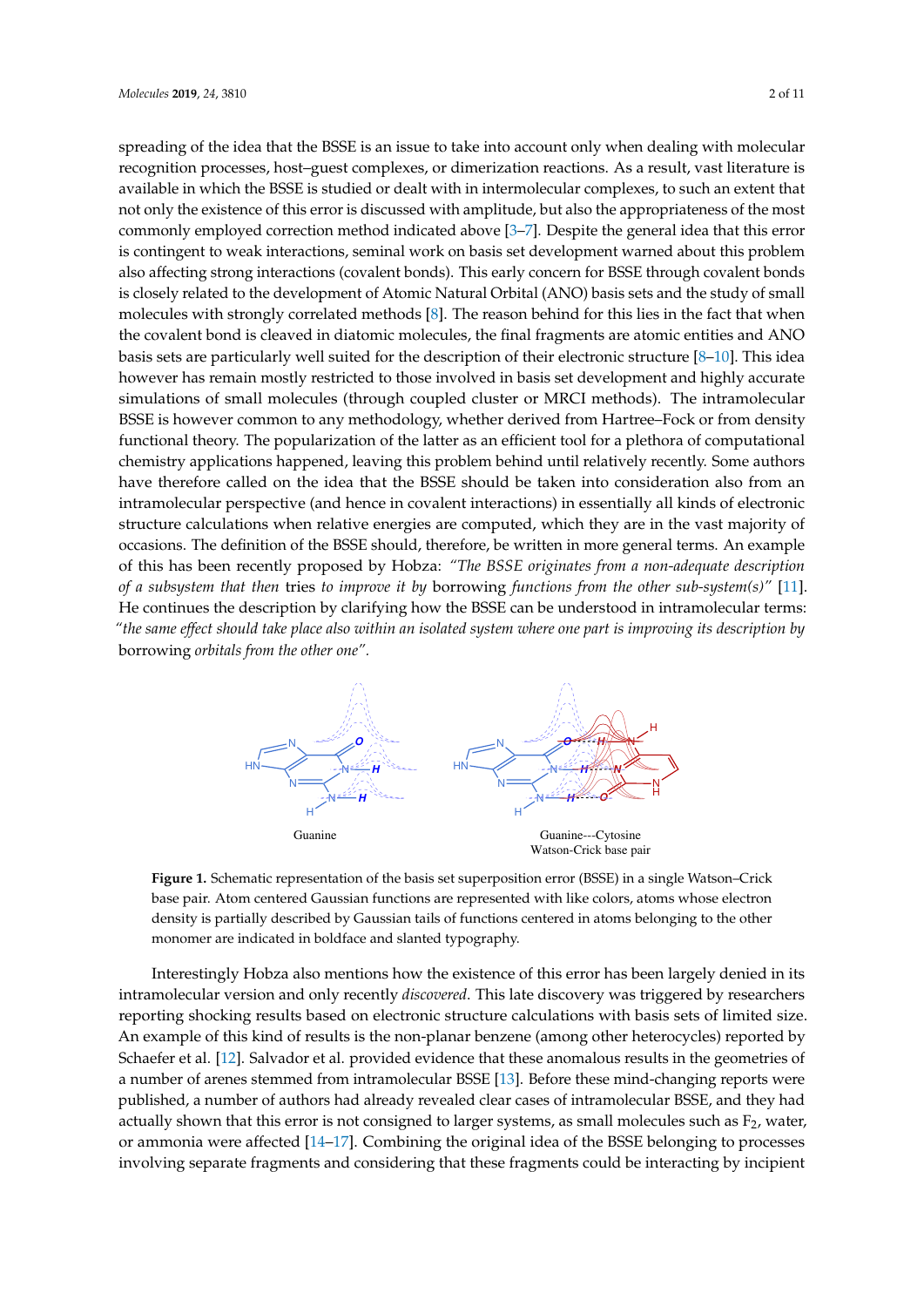spreading of the idea that the BSSE is an issue to take into account only when dealing with molecular recognition processes, host–guest complexes, or dimerization reactions. As a result, vast literature is available in which the BSSE is studied or dealt with in intermolecular complexes, to such an extent that not only the existence of this error is discussed with amplitude, but also the appropriateness of the most commonly employed correction method indicated above [3–7]. Despite the general idea that this error is contingent to weak interactions, seminal work on basis set development warned about this problem also affecting strong interactions (covalent bonds). This early concern for BSSE through covalent bonds is closely related to the development of Atomic Natural Orbital (ANO) basis sets and the study of small molecules with strongly correlated methods [8]. The reason behind for this lies in the fact that when the covalent bond is cleaved in diatomic molecules, the final fragments are atomic entities and ANO basis sets are particularly well suited for the description of their electronic structure [8–10]. This idea however has remain mostly restricted to those involved in basis set development and highly accurate simulations of small molecules (through coupled cluster or MRCI methods). The intramolecular BSSE is however common to any methodology, whether derived from Hartree–Fock or from density functional theory. The popularization of the latter as an efficient tool for a plethora of computational chemistry applications happened, leaving this problem behind until relatively recently. Some authors have therefore called on the idea that the BSSE should be taken into consideration also from an intramolecular perspective (and hence in covalent interactions) in essentially all kinds of electronic structure calculations when relative energies are computed, which they are in the vast majority of occasions. The definition of the BSSE should, therefore, be written in more general terms. An example of this has been recently proposed by Hobza: *"The BSSE originates from a non-adequate description of a subsystem that then* tries *to improve it by* borrowing *functions from the other sub-system(s)"* [11]. He continues the description by clarifying how the BSSE can be understood in intramolecular terms: *"the same effect should take place also within an isolated system where one part is improving its description by* borrowing *orbitals from the other one"*.

Guanine | Guanine---Cytosine Watson-Crick base pair

**Figure 1.** Schematic representation of the basis set superposition error (BSSE) in a single Watson–Crick base pair. Atom centered Gaussian functions are represented with like colors, atoms whose electron density is partially described by Gaussian tails of functions centered in atoms belonging to the other monomer are indicated in boldface and slanted typography.

Interestingly Hobza also mentions how the existence of this error has been largely denied in its intramolecular version and only recently *discovered*. This late discovery was triggered by researchers reporting shocking results based on electronic structure calculations with basis sets of limited size. An example of this kind of results is the non-planar benzene (among other heterocycles) reported by Schaefer et al. [12]. Salvador et al. provided evidence that these anomalous results in the geometries of a number of arenes stemmed from intramolecular BSSE [13]. Before these mind-changing reports were published, a number of authors had already revealed clear cases of intramolecular BSSE, and they had actually shown that this error is not consigned to larger systems, as small molecules such as $F_2$, water, or ammonia were affected [14–17]. Combining the original idea of the BSSE belonging to processes involving separate fragments and considering that these fragments could be interacting by incipient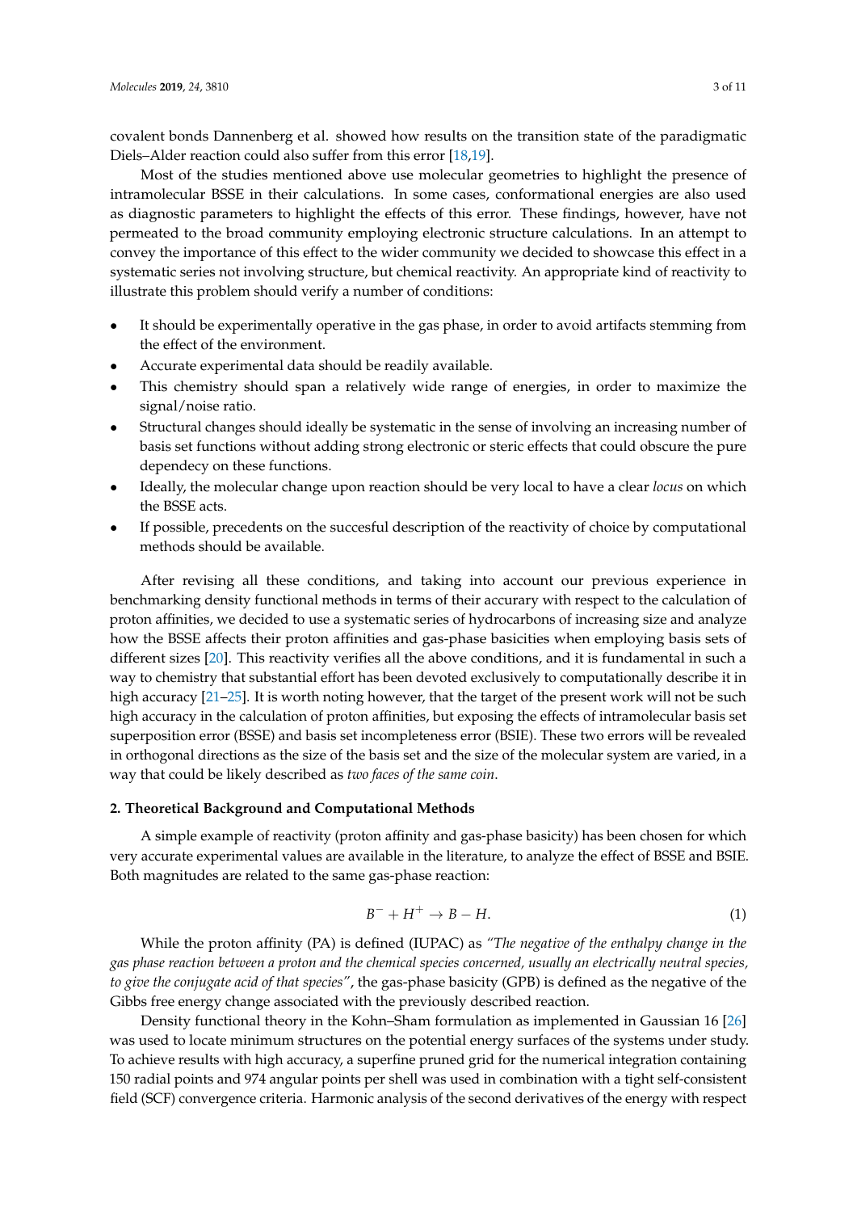covalent bonds Dannenberg et al. showed how results on the transition state of the paradigmatic Diels–Alder reaction could also suffer from this error [18,19].

Most of the studies mentioned above use molecular geometries to highlight the presence of intramolecular BSSE in their calculations. In some cases, conformational energies are also used as diagnostic parameters to highlight the effects of this error. These findings, however, have not permeated to the broad community employing electronic structure calculations. In an attempt to convey the importance of this effect to the wider community we decided to showcase this effect in a systematic series not involving structure, but chemical reactivity. An appropriate kind of reactivity to illustrate this problem should verify a number of conditions:

- It should be experimentally operative in the gas phase, in order to avoid artifacts stemming from the effect of the environment.
- Accurate experimental data should be readily available.
- This chemistry should span a relatively wide range of energies, in order to maximize the signal/noise ratio.
- Structural changes should ideally be systematic in the sense of involving an increasing number of basis set functions without adding strong electronic or steric effects that could obscure the pure dependecy on these functions.
- Ideally, the molecular change upon reaction should be very local to have a clear *locus* on which the BSSE acts.
- If possible, precedents on the succesful description of the reactivity of choice by computational methods should be available.

After revising all these conditions, and taking into account our previous experience in benchmarking density functional methods in terms of their accurary with respect to the calculation of proton affinities, we decided to use a systematic series of hydrocarbons of increasing size and analyze how the BSSE affects their proton affinities and gas-phase basicities when employing basis sets of different sizes [20]. This reactivity verifies all the above conditions, and it is fundamental in such a way to chemistry that substantial effort has been devoted exclusively to computationally describe it in high accuracy [21–25]. It is worth noting however, that the target of the present work will not be such high accuracy in the calculation of proton affinities, but exposing the effects of intramolecular basis set superposition error (BSSE) and basis set incompleteness error (BSIE). These two errors will be revealed in orthogonal directions as the size of the basis set and the size of the molecular system are varied, in a way that could be likely described as *two faces of the same coin*.

## 2. Theoretical Background and Computational Methods

A simple example of reactivity (proton affinity and gas-phase basicity) has been chosen for which very accurate experimental values are available in the literature, to analyze the effect of BSSE and BSIE. Both magnitudes are related to the same gas-phase reaction:

$$B^- + H^+ \rightarrow B - H. \tag{1}$$

While the proton affinity (PA) is defined (IUPAC) as *"The negative of the enthalpy change in the gas phase reaction between a proton and the chemical species concerned, usually an electrically neutral species, to give the conjugate acid of that species"*, the gas-phase basicity (GPB) is defined as the negative of the Gibbs free energy change associated with the previously described reaction.

Density functional theory in the Kohn–Sham formulation as implemented in Gaussian 16 [26] was used to locate minimum structures on the potential energy surfaces of the systems under study. To achieve results with high accuracy, a superfine pruned grid for the numerical integration containing 150 radial points and 974 angular points per shell was used in combination with a tight self-consistent field (SCF) convergence criteria. Harmonic analysis of the second derivatives of the energy with respect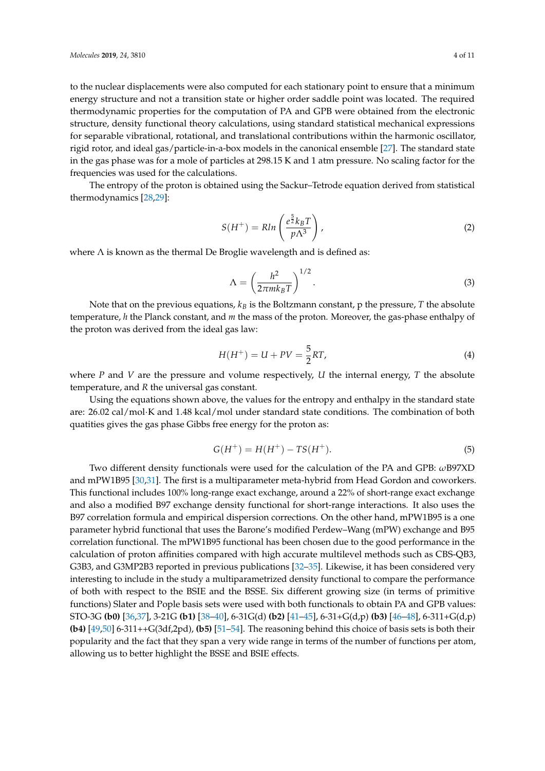to the nuclear displacements were also computed for each stationary point to ensure that a minimum energy structure and not a transition state or higher order saddle point was located. The required thermodynamic properties for the computation of PA and GPB were obtained from the electronic structure, density functional theory calculations, using standard statistical mechanical expressions for separable vibrational, rotational, and translational contributions within the harmonic oscillator, rigid rotor, and ideal gas/particle-in-a-box models in the canonical ensemble [27]. The standard state in the gas phase was for a mole of particles at 298.15 K and 1 atm pressure. No scaling factor for the frequencies was used for the calculations.

The entropy of the proton is obtained using the Sackur–Tetrode equation derived from statistical thermodynamics [28,29]:

$$S(H^{+}) = Rln\left(\frac{e^{\frac{5}{2}}k_{B}T}{p\Lambda^{3}}\right), \tag{2}$$

where $\Lambda$ is known as the thermal De Broglie wavelength and is defined as:

$$\Lambda = \left(\frac{h^{2}}{2\pi mk_{B}T}\right)^{1/2}. \tag{3}$$

Note that on the previous equations, $k_B$ is the Boltzmann constant, p the pressure, $T$ the absolute temperature, $h$ the Planck constant, and $m$ the mass of the proton. Moreover, the gas-phase enthalpy of the proton was derived from the ideal gas law:

$$H(H^{+}) = U + PV = \frac{5}{2}RT, \tag{4}$$

where $P$ and $V$ are the pressure and volume respectively, $U$ the internal energy, $T$ the absolute temperature, and $R$ the universal gas constant.

Using the equations shown above, the values for the entropy and enthalpy in the standard state are: 26.02 cal/mol·K and 1.48 kcal/mol under standard state conditions. The combination of both quatities gives the gas phase Gibbs free energy for the proton as:

$$G(H^{+}) = H(H^{+}) - TS(H^{+}). \tag{5}$$

Two different density functionals were used for the calculation of the PA and GPB: $\omega$B97XD and mPW1B95 [30,31]. The first is a multiparameter meta-hybrid from Head Gordon and coworkers. This functional includes 100% long-range exact exchange, around a 22% of short-range exact exchange and also a modified B97 exchange density functional for short-range interactions. It also uses the B97 correlation formula and empirical dispersion corrections. On the other hand, mPW1B95 is a one parameter hybrid functional that uses the Barone's modified Perdew–Wang (mPW) exchange and B95 correlation functional. The mPW1B95 functional has been chosen due to the good performance in the calculation of proton affinities compared with high accurate multilevel methods such as CBS-QB3, G3B3, and G3MP2B3 reported in previous publications [32–35]. Likewise, it has been considered very interesting to include in the study a multiparametrized density functional to compare the performance of both with respect to the BSIE and the BSSE. Six different growing size (in terms of primitive functions) Slater and Pople basis sets were used with both functionals to obtain PA and GPB values: STO-3G **(b0)** [36,37], 3-21G **(b1)** [38–40], 6-31G(d) **(b2)** [41–45], 6-31+G(d,p) **(b3)** [46–48], 6-311+G(d,p) **(b4)** [49,50] 6-311++G(3df,2pd), **(b5)** [51–54]. The reasoning behind this choice of basis sets is both their popularity and the fact that they span a very wide range in terms of the number of functions per atom, allowing us to better highlight the BSSE and BSIE effects.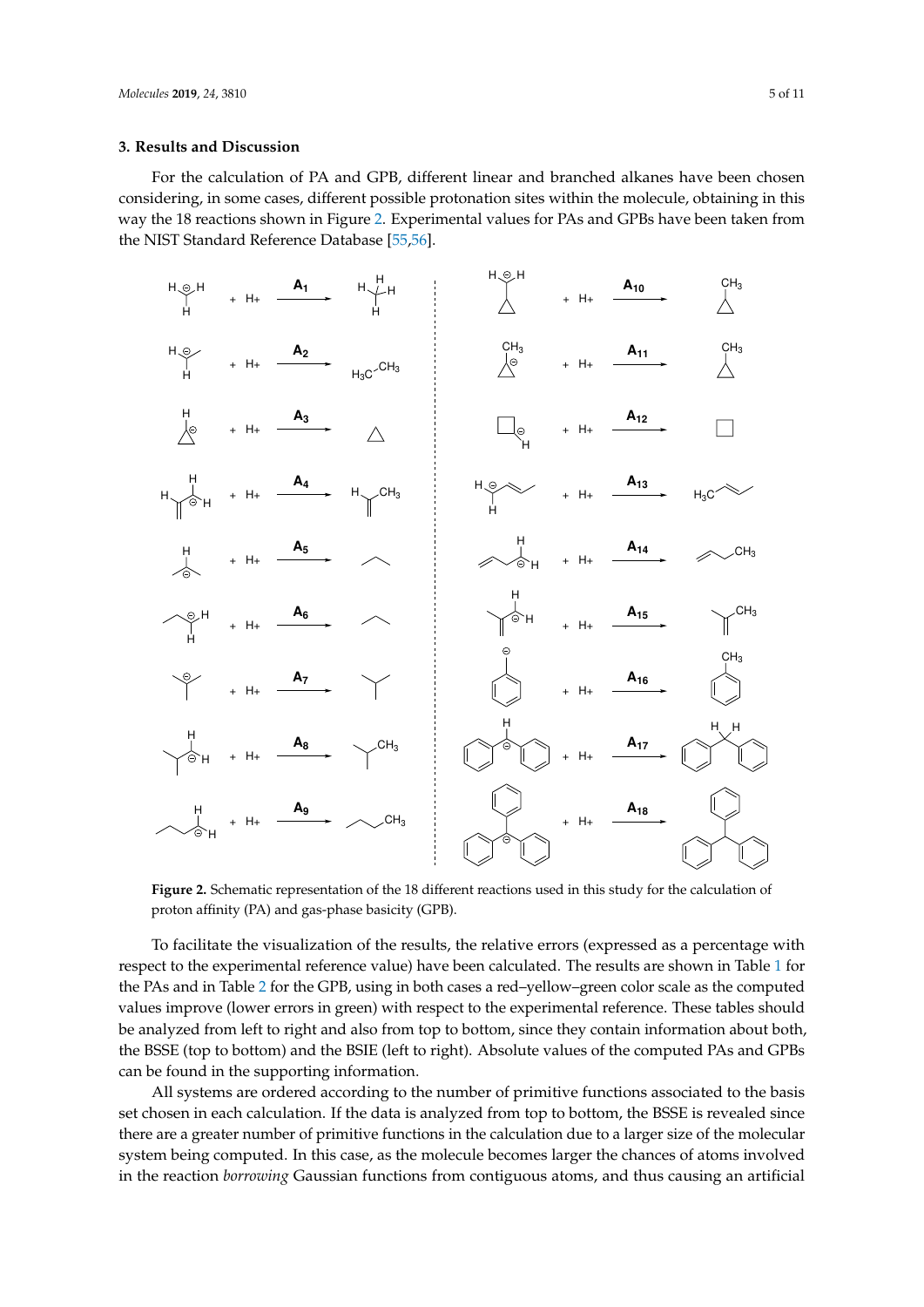## 3. Results and Discussion

For the calculation of PA and GPB, different linear and branched alkanes have been chosen considering, in some cases, different possible protonation sites within the molecule, obtaining in this way the 18 reactions shown in Figure 2. Experimental values for PAs and GPBs have been taken from the NIST Standard Reference Database [55,56].

**Figure 2.** Schematic representation of the 18 different reactions used in this study for the calculation of proton affinity (PA) and gas-phase basicity (GPB).

To facilitate the visualization of the results, the relative errors (expressed as a percentage with respect to the experimental reference value) have been calculated. The results are shown in Table 1 for the PAs and in Table 2 for the GPB, using in both cases a red–yellow–green color scale as the computed values improve (lower errors in green) with respect to the experimental reference. These tables should be analyzed from left to right and also from top to bottom, since they contain information about both, the BSSE (top to bottom) and the BSIE (left to right). Absolute values of the computed PAs and GPBs can be found in the supporting information.

All systems are ordered according to the number of primitive functions associated to the basis set chosen in each calculation. If the data is analyzed from top to bottom, the BSSE is revealed since there are a greater number of primitive functions in the calculation due to a larger size of the molecular system being computed. In this case, as the molecule becomes larger the chances of atoms involved in the reaction *borrowing* Gaussian functions from contiguous atoms, and thus causing an artificial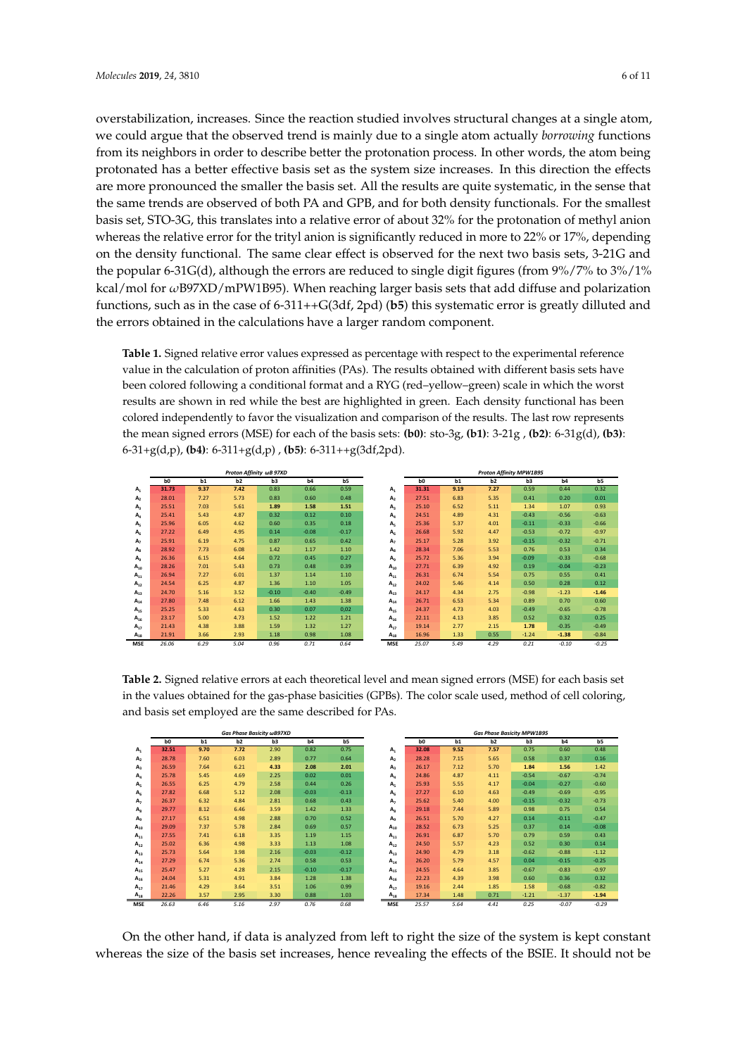overstabilization, increases. Since the reaction studied involves structural changes at a single atom, we could argue that the observed trend is mainly due to a single atom actually *borrowing* functions from its neighbors in order to describe better the protonation process. In other words, the atom being protonated has a better effective basis set as the system size increases. In this direction the effects are more pronounced the smaller the basis set. All the results are quite systematic, in the sense that the same trends are observed of both PA and GPB, and for both density functionals. For the smallest basis set, STO-3G, this translates into a relative error of about 32% for the protonation of methyl anion whereas the relative error for the trityl anion is significantly reduced in more to 22% or 17%, depending on the density functional. The same clear effect is observed for the next two basis sets, 3-21G and the popular 6-31G(d), although the errors are reduced to single digit figures (from 9%/7% to 3%/1% kcal/mol for $\omega$B97XD/mPW1B95). When reaching larger basis sets that add diffuse and polarization functions, such as in the case of 6-311++G(3df, 2pd) (**b5**) this systematic error is greatly diluted and the errors obtained in the calculations have a larger random component.

**Table 1.** Signed relative error values expressed as percentage with respect to the experimental reference value in the calculation of proton affinities (PAs). The results obtained with different basis sets have been colored following a conditional format and a RYG (red–yellow–green) scale in which the worst results are shown in red while the best are highlighted in green. Each density functional has been colored independently to favor the visualization and comparison of the results. The last row represents the mean signed errors (MSE) for each of the basis sets: **(b0)**: sto-3g, **(b1)**: 3-21g , **(b2)**: 6-31g(d), **(b3)**: 6-31+g(d,p), **(b4)**: 6-311+g(d,p) , **(b5)**: 6-311++g(3df,2pd).

| | Proton Affinity ωB 97XD | | | | | | Proton Affinity MPW1B95 | | | | | |
|---|---|---|---|---|---|---|---|---|---|---|---|---|
| | b0 | b1 | b2 | b3 | b4 | b5 | b0 | b1 | b2 | b3 | b4 | b5 |
| $A_1$ | **31.73** | **9.37** | **7.42** | 0.83 | 0.66 | 0.59 | **31.31** | **9.19** | **7.27** | 0.59 | 0.44 | 0.32 |
| $A_2$ | 28.01 | 7.27 | 5.73 | 0.83 | 0.60 | 0.48 | 27.51 | 6.83 | 5.35 | 0.41 | 0.20 | 0.01 |
| $A_3$ | 25.51 | 7.03 | 5.61 | **1.89** | **1.58** | **1.51** | 25.10 | 6.52 | 5.11 | 1.34 | 1.07 | 0.93 |
| $A_4$ | 25.41 | 5.43 | 4.87 | 0.32 | 0.12 | 0.10 | 24.51 | 4.89 | 4.31 | -0.43 | -0.56 | -0.63 |
| $A_5$ | 25.96 | 6.05 | 4.62 | 0.60 | 0.35 | 0.18 | 25.36 | 5.37 | 4.01 | -0.11 | -0.33 | -0.66 |
| $A_6$ | 27.22 | 6.49 | 4.95 | 0.14 | -0.08 | -0.17 | 26.68 | 5.92 | 4.47 | -0.53 | -0.72 | -0.97 |
| $A_7$ | 25.91 | 6.19 | 4.75 | 0.87 | 0.65 | 0.42 | 25.17 | 5.28 | 3.92 | -0.15 | -0.32 | -0.71 |
| $A_8$ | 28.92 | 7.73 | 6.08 | 1.42 | 1.17 | 1.10 | 28.34 | 7.06 | 5.53 | 0.76 | 0.53 | 0.34 |
| $A_9$ | 26.36 | 6.15 | 4.64 | 0.72 | 0.45 | 0.27 | 25.72 | 5.36 | 3.94 | -0.09 | -0.33 | -0.68 |
| $A_{10}$ | 28.26 | 7.01 | 5.43 | 0.73 | 0.48 | 0.39 | 27.71 | 6.39 | 4.92 | 0.19 | -0.04 | -0.23 |
| $A_{11}$ | 26.94 | 7.27 | 6.01 | 1.37 | 1.14 | 1.10 | 26.31 | 6.74 | 5.54 | 0.75 | 0.55 | 0.41 |
| $A_{12}$ | 24.54 | 6.25 | 4.87 | 1.36 | 1.10 | 1.05 | 24.02 | 5.46 | 4.14 | 0.50 | 0.28 | 0.12 |
| $A_{13}$ | 24.70 | 5.16 | 3.52 | -0.10 | -0.40 | -0.49 | 24.17 | 4.34 | 2.75 | -0.98 | -1.23 | **-1.46** |
| $A_{14}$ | 27.80 | 7.48 | 6.12 | 1.66 | 1.43 | 1.38 | 26.71 | 6.53 | 5.34 | 0.89 | 0.70 | 0.60 |
| $A_{15}$ | 25.25 | 5.33 | 4.63 | 0.30 | 0.07 | 0.02 | 24.37 | 4.73 | 4.03 | -0.49 | -0.65 | -0.78 |
| $A_{16}$ | 23.17 | 5.00 | 4.73 | 1.52 | 1.22 | 1.21 | 22.11 | 4.13 | 3.85 | 0.52 | 0.32 | 0.25 |
| $A_{17}$ | 21.43 | 4.38 | 3.88 | 1.59 | 1.32 | 1.27 | 19.14 | 2.77 | 2.15 | **1.78** | -0.35 | -0.49 |
| $A_{18}$ | 21.91 | 3.66 | 2.93 | 1.18 | 0.98 | 1.08 | 16.96 | 1.33 | 0.55 | -1.24 | **-1.38** | -0.84 |
| MSE | *26.06* | *6.29* | *5.04* | *0.96* | *0.71* | *0.64* | *25.07* | *5.49* | *4.29* | *0.21* | *-0.10* | *-0.25* |

**Table 2.** Signed relative errors at each theoretical level and mean signed errors (MSE) for each basis set in the values obtained for the gas-phase basicities (GPBs). The color scale used, method of cell coloring, and basis set employed are the same described for PAs.

| | Gas Phase Basicity ωB97XD | | | | | | Gas Phase Basicity MPW1B95 | | | | | |
|---|---|---|---|---|---|---|---|---|---|---|---|---|
| | b0 | b1 | b2 | b3 | b4 | b5 | b0 | b1 | b2 | b3 | b4 | b5 |
| $A_1$ | **32.51** | **9.70** | **7.72** | 2.90 | 0.82 | 0.75 | **32.08** | **9.52** | **7.57** | 0.75 | 0.60 | 0.48 |
| $A_2$ | 28.78 | 7.60 | 6.03 | 2.89 | 0.77 | 0.64 | 28.28 | 7.15 | 5.65 | 0.58 | 0.37 | 0.16 |
| $A_3$ | 26.59 | 7.64 | 6.21 | **4.33** | **2.08** | **2.01** | 26.17 | 7.12 | 5.70 | **1.84** | **1.56** | 1.42 |
| $A_4$ | 25.78 | 5.45 | 4.69 | 2.25 | 0.02 | 0.01 | 24.86 | 4.87 | 4.11 | -0.54 | -0.67 | -0.74 |
| $A_5$ | 26.55 | 6.25 | 4.79 | 2.58 | 0.44 | 0.26 | 25.93 | 5.55 | 4.17 | -0.04 | -0.27 | -0.60 |
| $A_6$ | 27.82 | 6.68 | 5.12 | 2.08 | -0.03 | -0.13 | 27.27 | 6.10 | 4.63 | -0.49 | -0.69 | -0.95 |
| $A_7$ | 26.37 | 6.32 | 4.84 | 2.81 | 0.68 | 0.43 | 25.62 | 5.40 | 4.00 | -0.15 | -0.32 | -0.73 |
| $A_8$ | 29.77 | 8.12 | 6.46 | 3.59 | 1.42 | 1.33 | 29.18 | 7.44 | 5.89 | 0.98 | 0.75 | 0.54 |
| $A_9$ | 27.17 | 6.51 | 4.98 | 2.88 | 0.70 | 0.52 | 26.51 | 5.70 | 4.27 | 0.14 | -0.11 | -0.47 |
| $A_{10}$ | 29.09 | 7.37 | 5.78 | 2.84 | 0.69 | 0.57 | 28.52 | 6.73 | 5.25 | 0.37 | 0.14 | -0.08 |
| $A_{11}$ | 27.55 | 7.41 | 6.18 | 3.35 | 1.19 | 1.15 | 26.91 | 6.87 | 5.70 | 0.79 | 0.59 | 0.43 |
| $A_{12}$ | 25.02 | 6.36 | 4.98 | 3.33 | 1.13 | 1.08 | 24.50 | 5.57 | 4.23 | 0.52 | 0.30 | 0.14 |
| $A_{13}$ | 25.73 | 5.64 | 3.98 | 2.16 | -0.03 | -0.12 | 24.90 | 4.79 | 3.18 | -0.62 | -0.88 | -1.12 |
| $A_{14}$ | 27.29 | 6.74 | 5.36 | 2.74 | 0.58 | 0.53 | 26.20 | 5.79 | 4.57 | 0.04 | -0.15 | -0.25 |
| $A_{15}$ | 25.47 | 5.27 | 4.28 | 2.15 | -0.10 | -0.17 | 24.55 | 4.64 | 3.85 | -0.67 | -0.83 | -0.97 |
| $A_{16}$ | 24.04 | 5.31 | 4.91 | 3.84 | 1.28 | 1.38 | 22.23 | 4.39 | 3.98 | 0.60 | 0.36 | 0.32 |
| $A_{17}$ | 21.46 | 4.29 | 3.64 | 3.51 | 1.06 | 0.99 | 19.16 | 2.44 | 1.85 | 1.58 | -0.68 | -0.82 |
| $A_{18}$ | 22.26 | 3.57 | 2.95 | 3.30 | 0.88 | 1.03 | 17.34 | 1.48 | 0.71 | -1.21 | -1.37 | **-1.94** |
| MSE | *26.63* | *6.46* | *5.16* | *2.97* | *0.76* | *0.68* | *25.57* | *5.64* | *4.41* | *0.25* | *-0.07* | *-0.29* |

On the other hand, if data is analyzed from left to right the size of the system is kept constant whereas the size of the basis set increases, hence revealing the effects of the BSIE. It should not be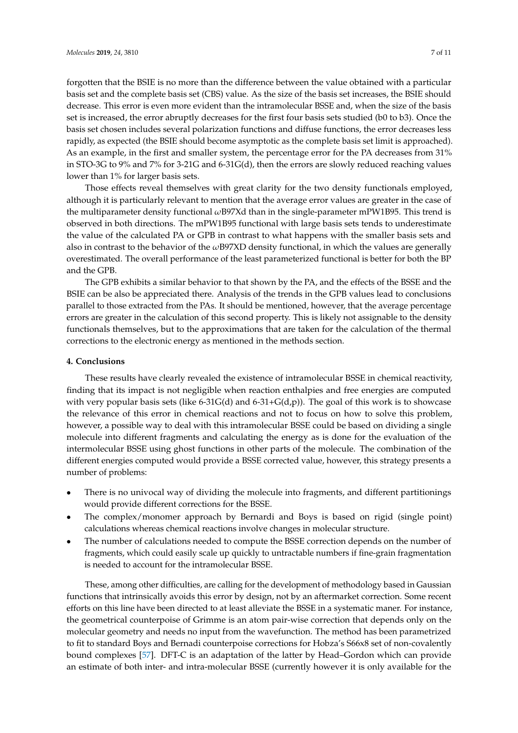forgotten that the BSIE is no more than the difference between the value obtained with a particular basis set and the complete basis set (CBS) value. As the size of the basis set increases, the BSIE should decrease. This error is even more evident than the intramolecular BSSE and, when the size of the basis set is increased, the error abruptly decreases for the first four basis sets studied (b0 to b3). Once the basis set chosen includes several polarization functions and diffuse functions, the error decreases less rapidly, as expected (the BSIE should become asymptotic as the complete basis set limit is approached). As an example, in the first and smaller system, the percentage error for the PA decreases from 31% in STO-3G to 9% and 7% for 3-21G and 6-31G(d), then the errors are slowly reduced reaching values lower than 1% for larger basis sets.

Those effects reveal themselves with great clarity for the two density functionals employed, although it is particularly relevant to mention that the average error values are greater in the case of the multiparameter density functional $\omega$B97Xd than in the single-parameter mPW1B95. This trend is observed in both directions. The mPW1B95 functional with large basis sets tends to underestimate the value of the calculated PA or GPB in contrast to what happens with the smaller basis sets and also in contrast to the behavior of the $\omega$B97XD density functional, in which the values are generally overestimated. The overall performance of the least parameterized functional is better for both the BP and the GPB.

The GPB exhibits a similar behavior to that shown by the PA, and the effects of the BSSE and the BSIE can be also be appreciated there. Analysis of the trends in the GPB values lead to conclusions parallel to those extracted from the PAs. It should be mentioned, however, that the average percentage errors are greater in the calculation of this second property. This is likely not assignable to the density functionals themselves, but to the approximations that are taken for the calculation of the thermal corrections to the electronic energy as mentioned in the methods section.

## 4. Conclusions

These results have clearly revealed the existence of intramolecular BSSE in chemical reactivity, finding that its impact is not negligible when reaction enthalpies and free energies are computed with very popular basis sets (like 6-31G(d) and 6-31+G(d,p)). The goal of this work is to showcase the relevance of this error in chemical reactions and not to focus on how to solve this problem, however, a possible way to deal with this intramolecular BSSE could be based on dividing a single molecule into different fragments and calculating the energy as is done for the evaluation of the intermolecular BSSE using ghost functions in other parts of the molecule. The combination of the different energies computed would provide a BSSE corrected value, however, this strategy presents a number of problems:

- There is no univocal way of dividing the molecule into fragments, and different partitionings would provide different corrections for the BSSE.
- The complex/monomer approach by Bernardi and Boys is based on rigid (single point) calculations whereas chemical reactions involve changes in molecular structure.
- The number of calculations needed to compute the BSSE correction depends on the number of fragments, which could easily scale up quickly to untractable numbers if fine-grain fragmentation is needed to account for the intramolecular BSSE.

These, among other difficulties, are calling for the development of methodology based in Gaussian functions that intrinsically avoids this error by design, not by an aftermarket correction. Some recent efforts on this line have been directed to at least alleviate the BSSE in a systematic maner. For instance, the geometrical counterpoise of Grimme is an atom pair-wise correction that depends only on the molecular geometry and needs no input from the wavefunction. The method has been parametrized to fit to standard Boys and Bernadi counterpoise corrections for Hobza's S66x8 set of non-covalently bound complexes [57]. DFT-C is an adaptation of the latter by Head–Gordon which can provide an estimate of both inter- and intra-molecular BSSE (currently however it is only available for the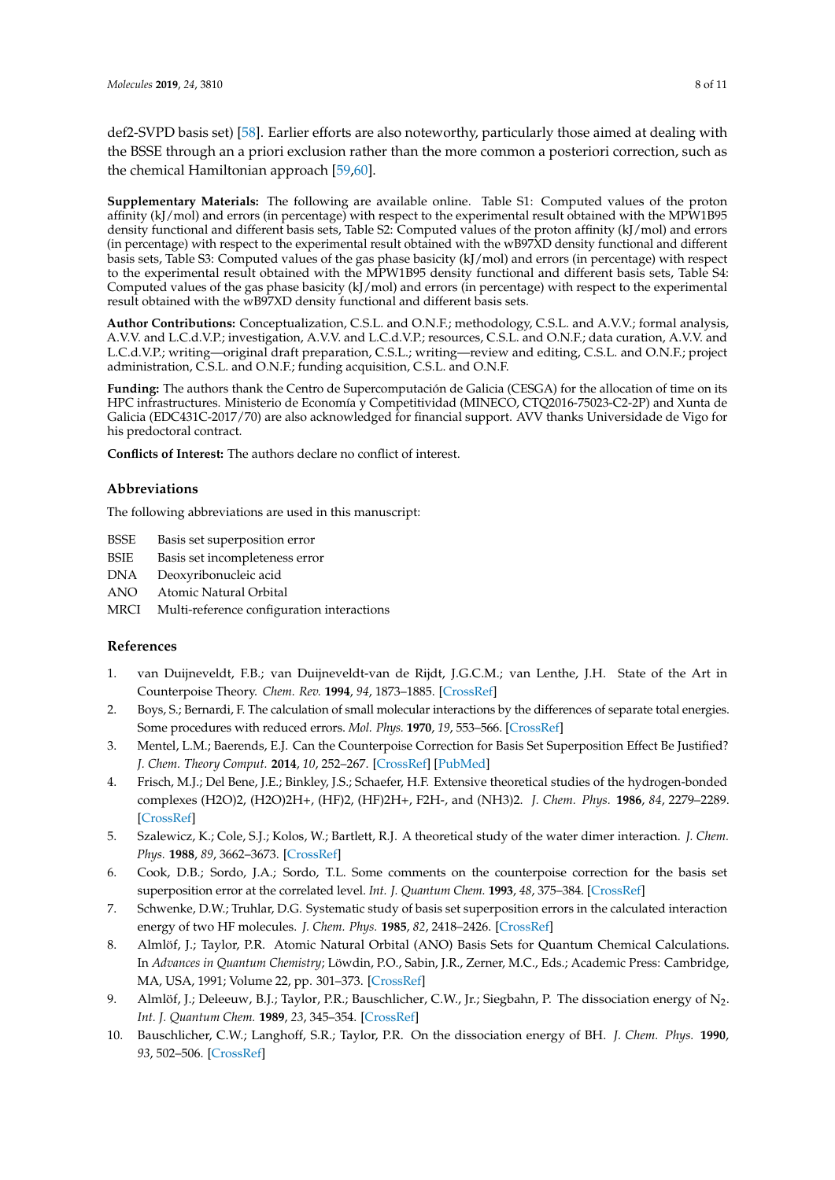def2-SVPD basis set) [58]. Earlier efforts are also noteworthy, particularly those aimed at dealing with the BSSE through an a priori exclusion rather than the more common a posteriori correction, such as the chemical Hamiltonian approach [59,60].

**Supplementary Materials:** The following are available online. Table S1: Computed values of the proton affinity (kJ/mol) and errors (in percentage) with respect to the experimental result obtained with the MPW1B95 density functional and different basis sets, Table S2: Computed values of the proton affinity (kJ/mol) and errors (in percentage) with respect to the experimental result obtained with the wB97XD density functional and different basis sets, Table S3: Computed values of the gas phase basicity (kJ/mol) and errors (in percentage) with respect to the experimental result obtained with the MPW1B95 density functional and different basis sets, Table S4: Computed values of the gas phase basicity (kJ/mol) and errors (in percentage) with respect to the experimental result obtained with the wB97XD density functional and different basis sets.

**Author Contributions:** Conceptualization, C.S.L. and O.N.F.; methodology, C.S.L. and A.V.V.; formal analysis, A.V.V. and L.C.d.V.P.; investigation, A.V.V. and L.C.d.V.P.; resources, C.S.L. and O.N.F.; data curation, A.V.V. and L.C.d.V.P.; writing—original draft preparation, C.S.L.; writing—review and editing, C.S.L. and O.N.F.; project administration, C.S.L. and O.N.F.; funding acquisition, C.S.L. and O.N.F.

**Funding:** The authors thank the Centro de Supercomputación de Galicia (CESGA) for the allocation of time on its HPC infrastructures. Ministerio de Economía y Competitividad (MINECO, CTQ2016-75023-C2-2P) and Xunta de Galicia (EDC431C-2017/70) are also acknowledged for financial support. AVV thanks Universidade de Vigo for his predoctoral contract.

**Conflicts of Interest:** The authors declare no conflict of interest.

## Abbreviations

The following abbreviations are used in this manuscript:

| | |
|---|---|
| BSSE | Basis set superposition error |
| BSIE | Basis set incompleteness error |
| DNA | Deoxyribonucleic acid |
| ANO | Atomic Natural Orbital |
| MRCI | Multi-reference configuration interactions |

## References

1. van Duijneveldt, F.B.; van Duijneveldt-van de Rijdt, J.G.C.M.; van Lenthe, J.H. State of the Art in Counterpoise Theory. *Chem. Rev.* **1994**, *94*, 1873–1885. [CrossRef]
2. Boys, S.; Bernardi, F. The calculation of small molecular interactions by the differences of separate total energies. Some procedures with reduced errors. *Mol. Phys.* **1970**, *19*, 553–566. [CrossRef]
3. Mentel, L.M.; Baerends, E.J. Can the Counterpoise Correction for Basis Set Superposition Effect Be Justified? *J. Chem. Theory Comput.* **2014**, *10*, 252–267. [CrossRef] [PubMed]
4. Frisch, M.J.; Del Bene, J.E.; Binkley, J.S.; Schaefer, H.F. Extensive theoretical studies of the hydrogen-bonded complexes (H2O)2, (H2O)2H+, (HF)2, (HF)2H+, F2H-, and (NH3)2. *J. Chem. Phys.* **1986**, *84*, 2279–2289. [CrossRef]
5. Szalewicz, K.; Cole, S.J.; Kolos, W.; Bartlett, R.J. A theoretical study of the water dimer interaction. *J. Chem. Phys.* **1988**, *89*, 3662–3673. [CrossRef]
6. Cook, D.B.; Sordo, J.A.; Sordo, T.L. Some comments on the counterpoise correction for the basis set superposition error at the correlated level. *Int. J. Quantum Chem.* **1993**, *48*, 375–384. [CrossRef]
7. Schwenke, D.W.; Truhlar, D.G. Systematic study of basis set superposition errors in the calculated interaction energy of two HF molecules. *J. Chem. Phys.* **1985**, *82*, 2418–2426. [CrossRef]
8. Almlöf, J.; Taylor, P.R. Atomic Natural Orbital (ANO) Basis Sets for Quantum Chemical Calculations. In *Advances in Quantum Chemistry*; Löwdin, P.O., Sabin, J.R., Zerner, M.C., Eds.; Academic Press: Cambridge, MA, USA, 1991; Volume 22, pp. 301–373. [CrossRef]
9. Almlöf, J.; Deleeuw, B.J.; Taylor, P.R.; Bauschlicher, C.W., Jr.; Siegbahn, P. The dissociation energy of $N_2$. *Int. J. Quantum Chem.* **1989**, *23*, 345–354. [CrossRef]
10. Bauschlicher, C.W.; Langhoff, S.R.; Taylor, P.R. On the dissociation energy of BH. *J. Chem. Phys.* **1990**, *93*, 502–506. [CrossRef]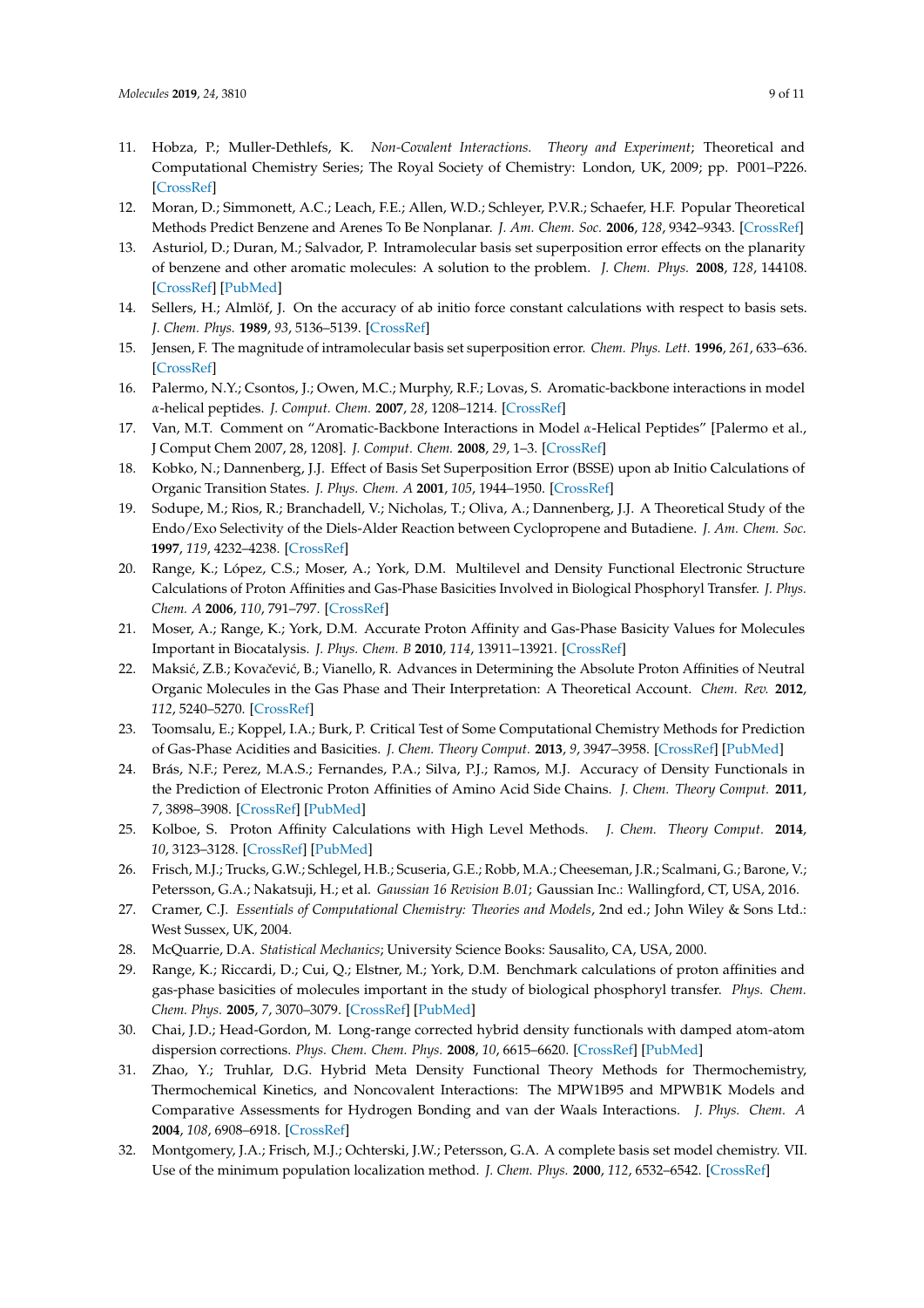11. Hobza, P.; Muller-Dethlefs, K. *Non-Covalent Interactions. Theory and Experiment*; Theoretical and Computational Chemistry Series; The Royal Society of Chemistry: London, UK, 2009; pp. P001–P226. [CrossRef]
12. Moran, D.; Simmonett, A.C.; Leach, F.E.; Allen, W.D.; Schleyer, P.V.R.; Schaefer, H.F. Popular Theoretical Methods Predict Benzene and Arenes To Be Nonplanar. *J. Am. Chem. Soc.* **2006**, *128*, 9342–9343. [CrossRef]
13. Asturiol, D.; Duran, M.; Salvador, P. Intramolecular basis set superposition error effects on the planarity of benzene and other aromatic molecules: A solution to the problem. *J. Chem. Phys.* **2008**, *128*, 144108. [CrossRef] [PubMed]
14. Sellers, H.; Almlöf, J. On the accuracy of ab initio force constant calculations with respect to basis sets. *J. Chem. Phys.* **1989**, *93*, 5136–5139. [CrossRef]
15. Jensen, F. The magnitude of intramolecular basis set superposition error. *Chem. Phys. Lett.* **1996**, *261*, 633–636. [CrossRef]
16. Palermo, N.Y.; Csontos, J.; Owen, M.C.; Murphy, R.F.; Lovas, S. Aromatic-backbone interactions in model α-helical peptides. *J. Comput. Chem.* **2007**, *28*, 1208–1214. [CrossRef]
17. Van, M.T. Comment on "Aromatic-Backbone Interactions in Model α-Helical Peptides" [Palermo et al., J Comput Chem 2007, 28, 1208]. *J. Comput. Chem.* **2008**, *29*, 1–3. [CrossRef]
18. Kobko, N.; Dannenberg, J.J. Effect of Basis Set Superposition Error (BSSE) upon ab Initio Calculations of Organic Transition States. *J. Phys. Chem. A* **2001**, *105*, 1944–1950. [CrossRef]
19. Sodupe, M.; Rios, R.; Branchadell, V.; Nicholas, T.; Oliva, A.; Dannenberg, J.J. A Theoretical Study of the Endo/Exo Selectivity of the Diels-Alder Reaction between Cyclopropene and Butadiene. *J. Am. Chem. Soc.* **1997**, *119*, 4232–4238. [CrossRef]
20. Range, K.; López, C.S.; Moser, A.; York, D.M. Multilevel and Density Functional Electronic Structure Calculations of Proton Affinities and Gas-Phase Basicities Involved in Biological Phosphoryl Transfer. *J. Phys. Chem. A* **2006**, *110*, 791–797. [CrossRef]
21. Moser, A.; Range, K.; York, D.M. Accurate Proton Affinity and Gas-Phase Basicity Values for Molecules Important in Biocatalysis. *J. Phys. Chem. B* **2010**, *114*, 13911–13921. [CrossRef]
22. Maksić, Z.B.; Kovačević, B.; Vianello, R. Advances in Determining the Absolute Proton Affinities of Neutral Organic Molecules in the Gas Phase and Their Interpretation: A Theoretical Account. *Chem. Rev.* **2012**, *112*, 5240–5270. [CrossRef]
23. Toomsalu, E.; Koppel, I.A.; Burk, P. Critical Test of Some Computational Chemistry Methods for Prediction of Gas-Phase Acidities and Basicities. *J. Chem. Theory Comput.* **2013**, *9*, 3947–3958. [CrossRef] [PubMed]
24. Brás, N.F.; Perez, M.A.S.; Fernandes, P.A.; Silva, P.J.; Ramos, M.J. Accuracy of Density Functionals in the Prediction of Electronic Proton Affinities of Amino Acid Side Chains. *J. Chem. Theory Comput.* **2011**, *7*, 3898–3908. [CrossRef] [PubMed]
25. Kolboe, S. Proton Affinity Calculations with High Level Methods. *J. Chem. Theory Comput.* **2014**, *10*, 3123–3128. [CrossRef] [PubMed]
26. Frisch, M.J.; Trucks, G.W.; Schlegel, H.B.; Scuseria, G.E.; Robb, M.A.; Cheeseman, J.R.; Scalmani, G.; Barone, V.; Petersson, G.A.; Nakatsuji, H.; et al. *Gaussian 16 Revision B.01*; Gaussian Inc.: Wallingford, CT, USA, 2016.
27. Cramer, C.J. *Essentials of Computational Chemistry: Theories and Models*, 2nd ed.; John Wiley & Sons Ltd.: West Sussex, UK, 2004.
28. McQuarrie, D.A. *Statistical Mechanics*; University Science Books: Sausalito, CA, USA, 2000.
29. Range, K.; Riccardi, D.; Cui, Q.; Elstner, M.; York, D.M. Benchmark calculations of proton affinities and gas-phase basicities of molecules important in the study of biological phosphoryl transfer. *Phys. Chem. Chem. Phys.* **2005**, *7*, 3070–3079. [CrossRef] [PubMed]
30. Chai, J.D.; Head-Gordon, M. Long-range corrected hybrid density functionals with damped atom-atom dispersion corrections. *Phys. Chem. Chem. Phys.* **2008**, *10*, 6615–6620. [CrossRef] [PubMed]
31. Zhao, Y.; Truhlar, D.G. Hybrid Meta Density Functional Theory Methods for Thermochemistry, Thermochemical Kinetics, and Noncovalent Interactions: The MPW1B95 and MPWB1K Models and Comparative Assessments for Hydrogen Bonding and van der Waals Interactions. *J. Phys. Chem. A* **2004**, *108*, 6908–6918. [CrossRef]
32. Montgomery, J.A.; Frisch, M.J.; Ochterski, J.W.; Petersson, G.A. A complete basis set model chemistry. VII. Use of the minimum population localization method. *J. Chem. Phys.* **2000**, *112*, 6532–6542. [CrossRef]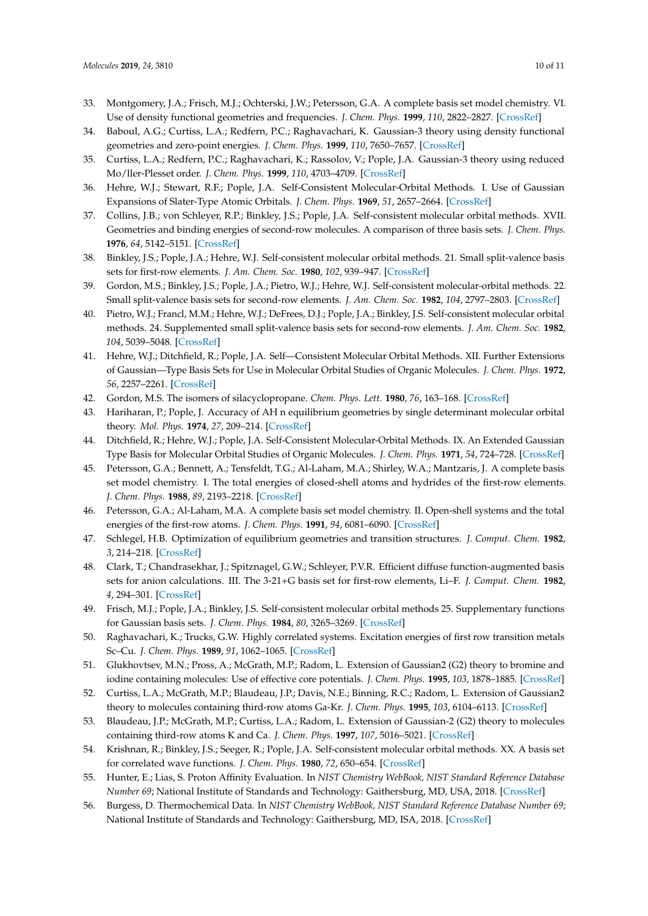33. Montgomery, J.A.; Frisch, M.J.; Ochterski, J.W.; Petersson, G.A. A complete basis set model chemistry. VI. Use of density functional geometries and frequencies. *J. Chem. Phys.* **1999**, *110*, 2822–2827. [CrossRef]
34. Baboul, A.G.; Curtiss, L.A.; Redfern, P.C.; Raghavachari, K. Gaussian-3 theory using density functional geometries and zero-point energies. *J. Chem. Phys.* **1999**, *110*, 7650–7657. [CrossRef]
35. Curtiss, L.A.; Redfern, P.C.; Raghavachari, K.; Rassolov, V.; Pople, J.A. Gaussian-3 theory using reduced Mo/ller-Plesset order. *J. Chem. Phys.* **1999**, *110*, 4703–4709. [CrossRef]
36. Hehre, W.J.; Stewart, R.F.; Pople, J.A. Self-Consistent Molecular-Orbital Methods. I. Use of Gaussian Expansions of Slater-Type Atomic Orbitals. *J. Chem. Phys.* **1969**, *51*, 2657–2664. [CrossRef]
37. Collins, J.B.; von Schleyer, R.P.; Binkley, J.S.; Pople, J.A. Self-consistent molecular orbital methods. XVII. Geometries and binding energies of second-row molecules. A comparison of three basis sets. *J. Chem. Phys.* **1976**, *64*, 5142–5151. [CrossRef]
38. Binkley, J.S.; Pople, J.A.; Hehre, W.J. Self-consistent molecular orbital methods. 21. Small split-valence basis sets for first-row elements. *J. Am. Chem. Soc.* **1980**, *102*, 939–947. [CrossRef]
39. Gordon, M.S.; Binkley, J.S.; Pople, J.A.; Pietro, W.J.; Hehre, W.J. Self-consistent molecular-orbital methods. 22. Small split-valence basis sets for second-row elements. *J. Am. Chem. Soc.* **1982**, *104*, 2797–2803. [CrossRef]
40. Pietro, W.J.; Francl, M.M.; Hehre, W.J.; DeFrees, D.J.; Pople, J.A.; Binkley, J.S. Self-consistent molecular orbital methods. 24. Supplemented small split-valence basis sets for second-row elements. *J. Am. Chem. Soc.* **1982**, *104*, 5039–5048. [CrossRef]
41. Hehre, W.J.; Ditchfield, R.; Pople, J.A. Self—Consistent Molecular Orbital Methods. XII. Further Extensions of Gaussian—Type Basis Sets for Use in Molecular Orbital Studies of Organic Molecules. *J. Chem. Phys.* **1972**, *56*, 2257–2261. [CrossRef]
42. Gordon, M.S. The isomers of silacyclopropane. *Chem. Phys. Lett.* **1980**, *76*, 163–168. [CrossRef]
43. Hariharan, P.; Pople, J. Accuracy of AH n equilibrium geometries by single determinant molecular orbital theory. *Mol. Phys.* **1974**, *27*, 209–214. [CrossRef]
44. Ditchfield, R.; Hehre, W.J.; Pople, J.A. Self-Consistent Molecular-Orbital Methods. IX. An Extended Gaussian Type Basis for Molecular Orbital Studies of Organic Molecules. *J. Chem. Phys.* **1971**, *54*, 724–728. [CrossRef]
45. Petersson, G.A.; Bennett, A.; Tensfeldt, T.G.; Al-Laham, M.A.; Shirley, W.A.; Mantzaris, J. A complete basis set model chemistry. I. The total energies of closed-shell atoms and hydrides of the first-row elements. *J. Chem. Phys.* **1988**, *89*, 2193–2218. [CrossRef]
46. Petersson, G.A.; Al-Laham, M.A. A complete basis set model chemistry. II. Open-shell systems and the total energies of the first-row atoms. *J. Chem. Phys.* **1991**, *94*, 6081–6090. [CrossRef]
47. Schlegel, H.B. Optimization of equilibrium geometries and transition structures. *J. Comput. Chem.* **1982**, *3*, 214–218. [CrossRef]
48. Clark, T.; Chandrasekhar, J.; Spitznagel, G.W.; Schleyer, P.V.R. Efficient diffuse function-augmented basis sets for anion calculations. III. The 3-21+G basis set for first-row elements, Li–F. *J. Comput. Chem.* **1982**, *4*, 294–301. [CrossRef]
49. Frisch, M.J.; Pople, J.A.; Binkley, J.S. Self-consistent molecular orbital methods 25. Supplementary functions for Gaussian basis sets. *J. Chem. Phys.* **1984**, *80*, 3265–3269. [CrossRef]
50. Raghavachari, K.; Trucks, G.W. Highly correlated systems. Excitation energies of first row transition metals Sc–Cu. *J. Chem. Phys.* **1989**, *91*, 1062–1065. [CrossRef]
51. Glukhovtsev, M.N.; Pross, A.; McGrath, M.P.; Radom, L. Extension of Gaussian2 (G2) theory to bromine and iodine containing molecules: Use of effective core potentials. *J. Chem. Phys.* **1995**, *103*, 1878–1885. [CrossRef]
52. Curtiss, L.A.; McGrath, M.P.; Blaudeau, J.P.; Davis, N.E.; Binning, R.C.; Radom, L. Extension of Gaussian2 theory to molecules containing third-row atoms Ga-Kr. *J. Chem. Phys.* **1995**, *103*, 6104–6113. [CrossRef]
53. Blaudeau, J.P.; McGrath, M.P.; Curtiss, L.A.; Radom, L. Extension of Gaussian-2 (G2) theory to molecules containing third-row atoms K and Ca. *J. Chem. Phys.* **1997**, *107*, 5016–5021. [CrossRef]
54. Krishnan, R.; Binkley, J.S.; Seeger, R.; Pople, J.A. Self-consistent molecular orbital methods. XX. A basis set for correlated wave functions. *J. Chem. Phys.* **1980**, *72*, 650–654. [CrossRef]
55. Hunter, E.; Lias, S. Proton Affinity Evaluation. In *NIST Chemistry WebBook, NIST Standard Reference Database Number 69*; National Institute of Standards and Technology: Gaithersburg, MD, USA, 2018. [CrossRef]
56. Burgess, D. Thermochemical Data. In *NIST Chemistry WebBook, NIST Standard Reference Database Number 69*; National Institute of Standards and Technology: Gaithersburg, MD, ISA, 2018. [CrossRef]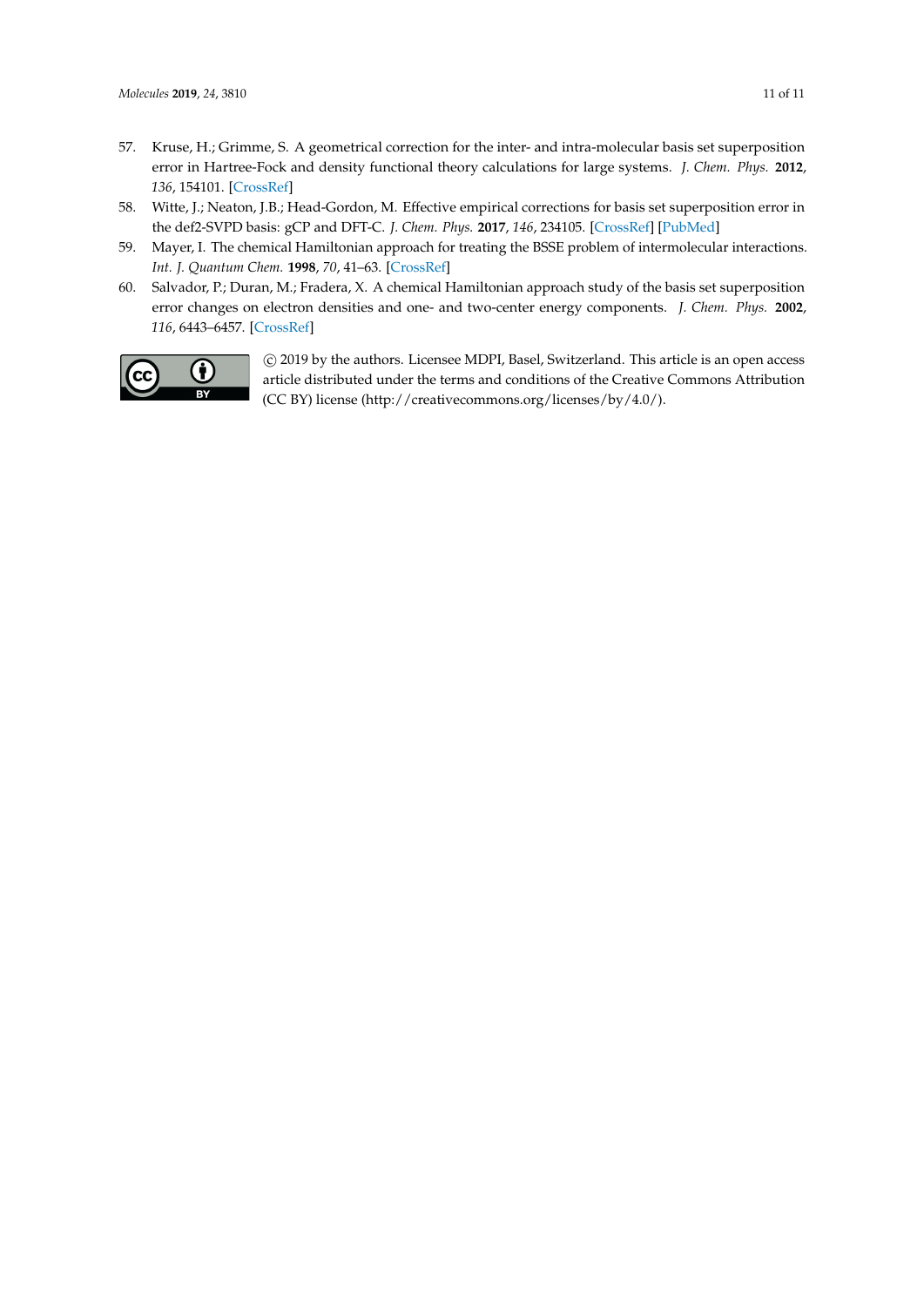57. Kruse, H.; Grimme, S. A geometrical correction for the inter- and intra-molecular basis set superposition error in Hartree-Fock and density functional theory calculations for large systems. *J. Chem. Phys.* **2012**, *136*, 154101. [CrossRef]
58. Witte, J.; Neaton, J.B.; Head-Gordon, M. Effective empirical corrections for basis set superposition error in the def2-SVPD basis: gCP and DFT-C. *J. Chem. Phys.* **2017**, *146*, 234105. [CrossRef] [PubMed]
59. Mayer, I. The chemical Hamiltonian approach for treating the BSSE problem of intermolecular interactions. *Int. J. Quantum Chem.* **1998**, *70*, 41–63. [CrossRef]
60. Salvador, P.; Duran, M.; Fradera, X. A chemical Hamiltonian approach study of the basis set superposition error changes on electron densities and one- and two-center energy components. *J. Chem. Phys.* **2002**, *116*, 6443–6457. [CrossRef]

© 2019 by the authors. Licensee MDPI, Basel, Switzerland. This article is an open access article distributed under the terms and conditions of the Creative Commons Attribution (CC BY) license (http://creativecommons.org/licenses/by/4.0/).